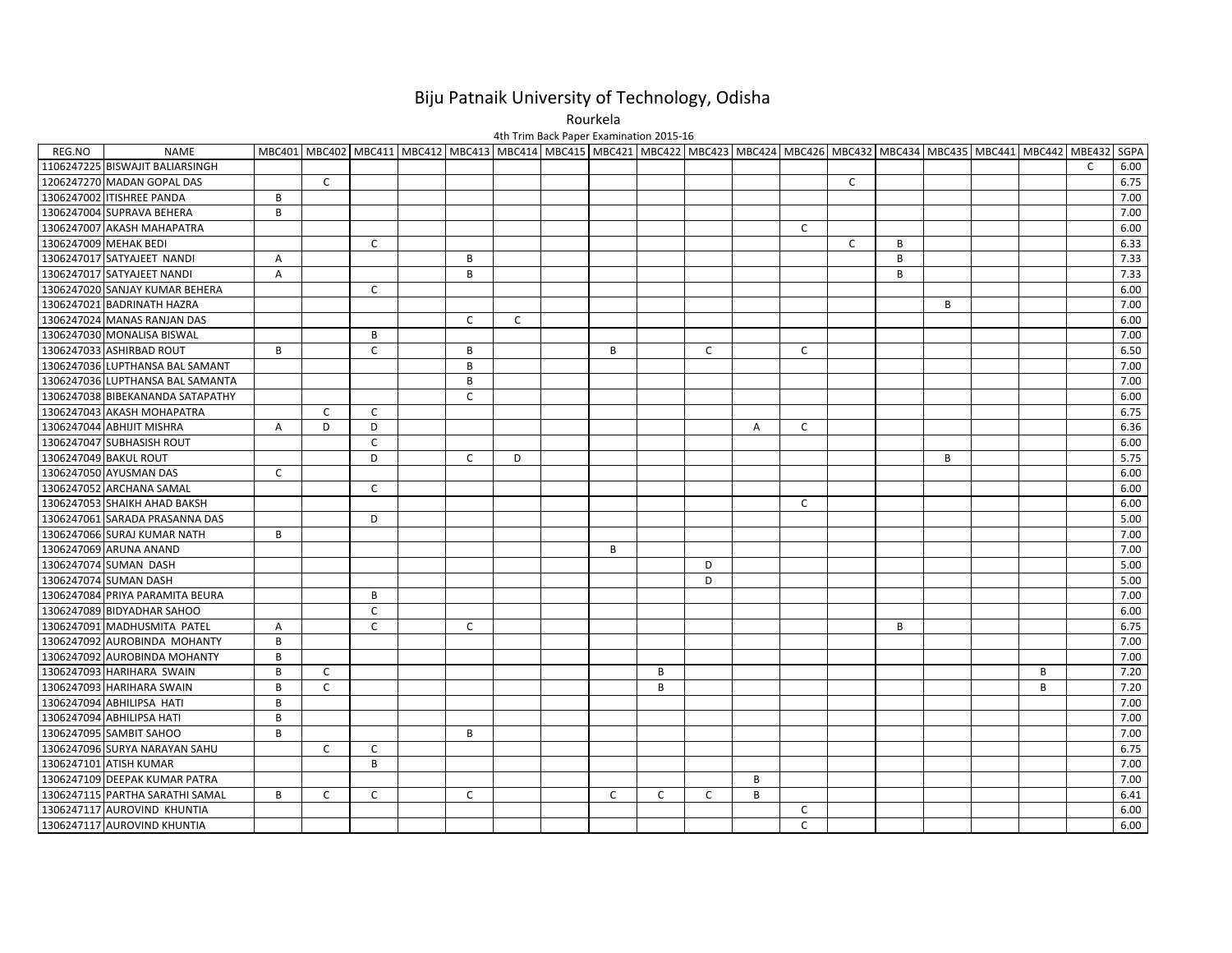# Biju Patnaik University of Technology, Odisha

Rourkela

4th Trim Back Paper Examination 2015-16

| REG.NO | NAME | MBC401 | MBC402 | MBC411 | MBC412 | MBC413 | MBC414 | MBC415 | MBC421 | MBC422 | MBC423 | MBC424 | MBC426 | MBC432 | MBC434 | MBC435 | MBC441 | MBC442 | MBE432 | SGPA |
|---|---|---|---|---|---|---|---|---|---|---|---|---|---|---|---|---|---|---|---|---|
| 1106247225 | BISWAJIT BALIARSINGH | | | | | | | | | | | | | | | | | | C | 6.00 |
| 1206247270 | MADAN GOPAL DAS | | C | | | | | | | | | | | C | | | | | | 6.75 |
| 1306247002 | ITISHREE PANDA | B | | | | | | | | | | | | | | | | | | 7.00 |
| 1306247004 | SUPRAVA BEHERA | B | | | | | | | | | | | | | | | | | | 7.00 |
| 1306247007 | AKASH MAHAPATRA | | | | | | | | | | | | C | | | | | | | 6.00 |
| 1306247009 | MEHAK BEDI | | | C | | | | | | | | | | C | B | | | | | 6.33 |
| 1306247017 | SATYAJEET NANDI | A | | | | B | | | | | | | | | B | | | | | 7.33 |
| 1306247017 | SATYAJEET NANDI | A | | | | B | | | | | | | | | B | | | | | 7.33 |
| 1306247020 | SANJAY KUMAR BEHERA | | | C | | | | | | | | | | | | | | | | 6.00 |
| 1306247021 | BADRINATH HAZRA | | | | | | | | | | | | | | | B | | | | 7.00 |
| 1306247024 | MANAS RANJAN DAS | | | | | C | C | | | | | | | | | | | | | 6.00 |
| 1306247030 | MONALISA BISWAL | | | B | | | | | | | | | | | | | | | | 7.00 |
| 1306247033 | ASHIRBAD ROUT | B | | C | | B | | | B | | C | | C | | | | | | | 6.50 |
| 1306247036 | LUPTHANSA BAL SAMANT | | | | | B | | | | | | | | | | | | | | 7.00 |
| 1306247036 | LUPTHANSA BAL SAMANTA | | | | | B | | | | | | | | | | | | | | 7.00 |
| 1306247038 | BIBEKANANDA SATAPATHY | | | | | C | | | | | | | | | | | | | | 6.00 |
| 1306247043 | AKASH MOHAPATRA | | C | C | | | | | | | | | | | | | | | | 6.75 |
| 1306247044 | ABHIJIT MISHRA | A | D | D | | | | | | | | A | C | | | | | | | 6.36 |
| 1306247047 | SUBHASISH ROUT | | | C | | | | | | | | | | | | | | | | 6.00 |
| 1306247049 | BAKUL ROUT | | | D | | C | D | | | | | | | | | B | | | | 5.75 |
| 1306247050 | AYUSMAN DAS | C | | | | | | | | | | | | | | | | | | 6.00 |
| 1306247052 | ARCHANA SAMAL | | | C | | | | | | | | | | | | | | | | 6.00 |
| 1306247053 | SHAIKH AHAD BAKSH | | | | | | | | | | | | C | | | | | | | 6.00 |
| 1306247061 | SARADA PRASANNA DAS | | | D | | | | | | | | | | | | | | | | 5.00 |
| 1306247066 | SURAJ KUMAR NATH | B | | | | | | | | | | | | | | | | | | 7.00 |
| 1306247069 | ARUNA ANAND | | | | | | | | B | | | | | | | | | | | 7.00 |
| 1306247074 | SUMAN DASH | | | | | | | | | | D | | | | | | | | | 5.00 |
| 1306247074 | SUMAN DASH | | | | | | | | | | D | | | | | | | | | 5.00 |
| 1306247084 | PRIYA PARAMITA BEURA | | | B | | | | | | | | | | | | | | | | 7.00 |
| 1306247089 | BIDYADHAR SAHOO | | | C | | | | | | | | | | | | | | | | 6.00 |
| 1306247091 | MADHUSMITA PATEL | A | | C | | C | | | | | | | | | B | | | | | 6.75 |
| 1306247092 | AUROBINDA MOHANTY | B | | | | | | | | | | | | | | | | | | 7.00 |
| 1306247092 | AUROBINDA MOHANTY | B | | | | | | | | | | | | | | | | | | 7.00 |
| 1306247093 | HARIHARA SWAIN | B | C | | | | | | | B | | | | | | | | B | | 7.20 |
| 1306247093 | HARIHARA SWAIN | B | C | | | | | | | B | | | | | | | | B | | 7.20 |
| 1306247094 | ABHILIPSA HATI | B | | | | | | | | | | | | | | | | | | 7.00 |
| 1306247094 | ABHILIPSA HATI | B | | | | | | | | | | | | | | | | | | 7.00 |
| 1306247095 | SAMBIT SAHOO | B | | | | B | | | | | | | | | | | | | | 7.00 |
| 1306247096 | SURYA NARAYAN SAHU | | C | C | | | | | | | | | | | | | | | | 6.75 |
| 1306247101 | ATISH KUMAR | | | B | | | | | | | | | | | | | | | | 7.00 |
| 1306247109 | DEEPAK KUMAR PATRA | | | | | | | | | | | B | | | | | | | | 7.00 |
| 1306247115 | PARTHA SARATHI SAMAL | B | C | C | | C | | | C | C | C | B | | | | | | | | 6.41 |
| 1306247117 | AUROVIND KHUNTIA | | | | | | | | | | | | C | | | | | | | 6.00 |
| 1306247117 | AUROVIND KHUNTIA | | | | | | | | | | | | C | | | | | | | 6.00 |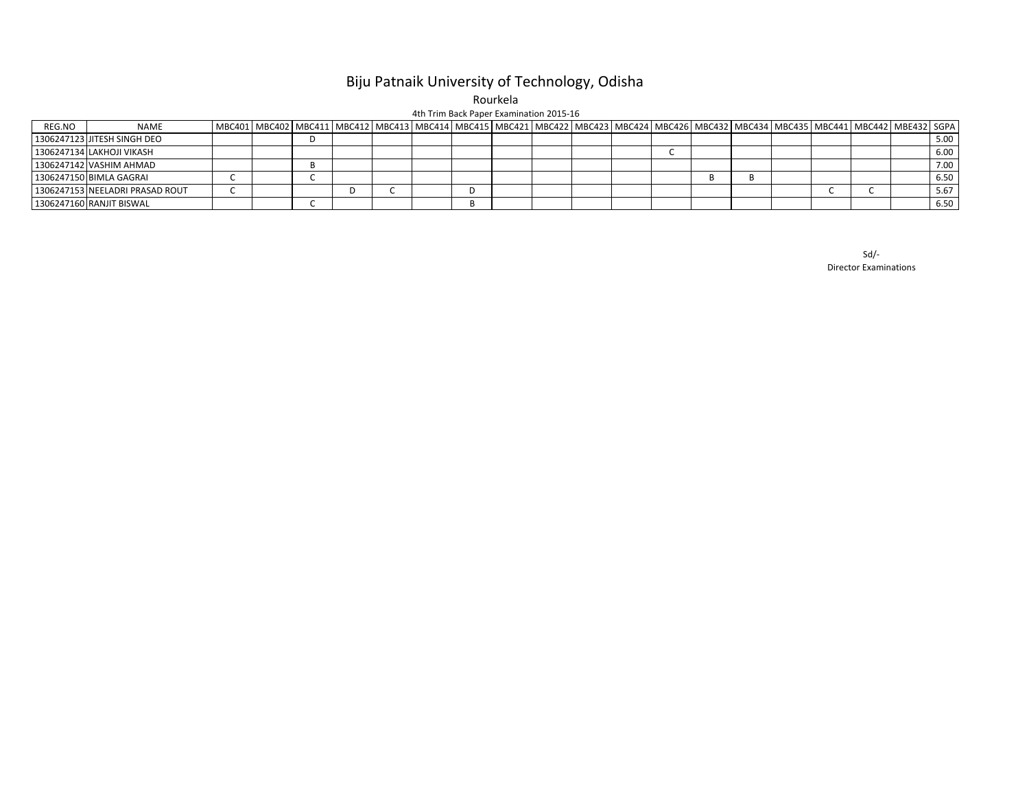# Biju Patnaik University of Technology, Odisha

Rourkela

4th Trim Back Paper Examination 2015-16

| REG.NO | NAME | MBC401 | MBC402 | MBC411 | MBC412 | MBC413 | MBC414 | MBC415 | MBC421 | MBC422 | MBC423 | MBC424 | MBC426 | MBC432 | MBC434 | MBC435 | MBC441 | MBC442 | MBE432 | SGPA |
|---|---|---|---|---|---|---|---|---|---|---|---|---|---|---|---|---|---|---|---|---|
| 1306247123 | JITESH SINGH DEO | | | D | | | | | | | | | | | | | | | | 5.00 |
| 1306247134 | LAKHOJI VIKASH | | | | | | | | | | | | C | | | | | | | 6.00 |
| 1306247142 | VASHIM AHMAD | | | B | | | | | | | | | | | | | | | | 7.00 |
| 1306247150 | BIMLA GAGRAI | C | | C | | | | | | | | | | B | B | | | | | 6.50 |
| 1306247153 | NEELADRI PRASAD ROUT | C | | | D | C | | D | | | | | | | | | C | C | | 5.67 |
| 1306247160 | RANJIT BISWAL | | | C | | | | B | | | | | | | | | | | | 6.50 |

Sd/-

Director Examinations